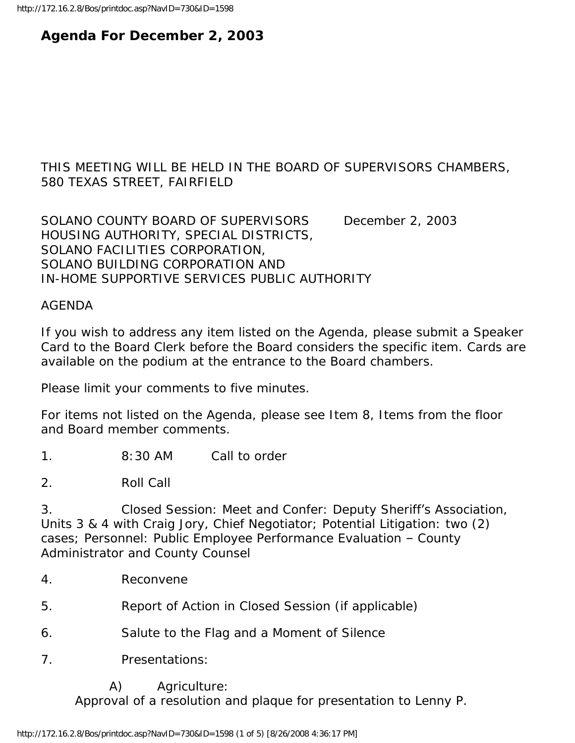# Agenda For December 2, 2003

THIS MEETING WILL BE HELD IN THE BOARD OF SUPERVISORS CHAMBERS, 580 TEXAS STREET, FAIRFIELD

SOLANO COUNTY BOARD OF SUPERVISORS December 2, 2003
HOUSING AUTHORITY, SPECIAL DISTRICTS,
SOLANO FACILITIES CORPORATION,
SOLANO BUILDING CORPORATION AND
IN-HOME SUPPORTIVE SERVICES PUBLIC AUTHORITY

AGENDA

If you wish to address any item listed on the Agenda, please submit a Speaker Card to the Board Clerk before the Board considers the specific item. Cards are available on the podium at the entrance to the Board chambers.

Please limit your comments to five minutes.

For items not listed on the Agenda, please see Item 8, Items from the floor and Board member comments.

1. 8:30 AM Call to order

2. Roll Call

3. Closed Session: Meet and Confer: Deputy Sheriff's Association, Units 3 & 4 with Craig Jory, Chief Negotiator; Potential Litigation: two (2) cases; Personnel: Public Employee Performance Evaluation – County Administrator and County Counsel

4. Reconvene

5. Report of Action in Closed Session (if applicable)

6. Salute to the Flag and a Moment of Silence

7. Presentations:

   A) Agriculture:
   Approval of a resolution and plaque for presentation to Lenny P.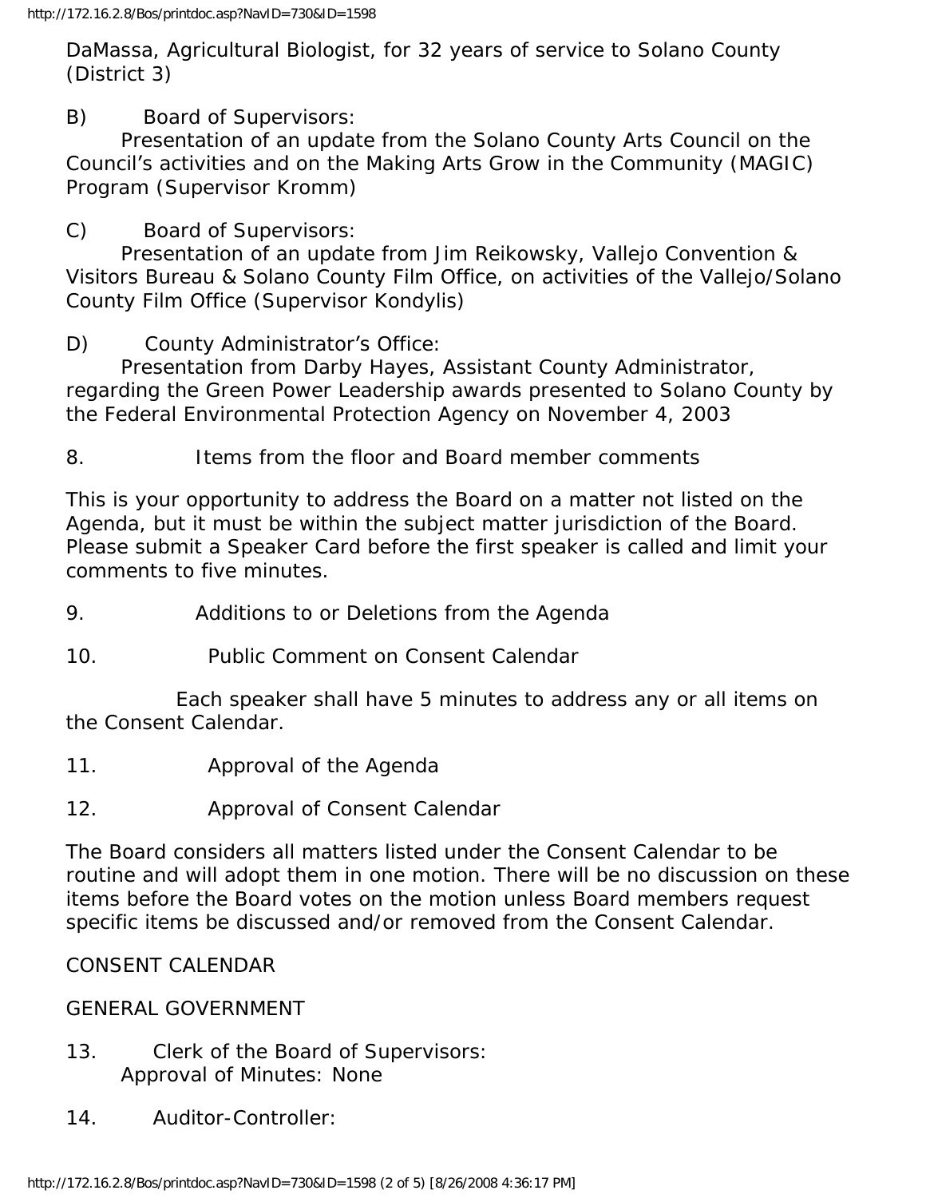DaMassa, Agricultural Biologist, for 32 years of service to Solano County (District 3)

B) Board of Supervisors:
Presentation of an update from the Solano County Arts Council on the Council's activities and on the Making Arts Grow in the Community (MAGIC) Program (Supervisor Kromm)

C) Board of Supervisors:
Presentation of an update from Jim Reikowsky, Vallejo Convention & Visitors Bureau & Solano County Film Office, on activities of the Vallejo/Solano County Film Office (Supervisor Kondylis)

D) County Administrator's Office:
Presentation from Darby Hayes, Assistant County Administrator, regarding the Green Power Leadership awards presented to Solano County by the Federal Environmental Protection Agency on November 4, 2003

8. Items from the floor and Board member comments

This is your opportunity to address the Board on a matter not listed on the Agenda, but it must be within the subject matter jurisdiction of the Board. Please submit a Speaker Card before the first speaker is called and limit your comments to five minutes.

9. Additions to or Deletions from the Agenda

10. Public Comment on Consent Calendar

Each speaker shall have 5 minutes to address any or all items on the Consent Calendar.

11. Approval of the Agenda

12. Approval of Consent Calendar

The Board considers all matters listed under the Consent Calendar to be routine and will adopt them in one motion. There will be no discussion on these items before the Board votes on the motion unless Board members request specific items be discussed and/or removed from the Consent Calendar.

CONSENT CALENDAR

GENERAL GOVERNMENT

13. Clerk of the Board of Supervisors:
Approval of Minutes: None

14. Auditor-Controller: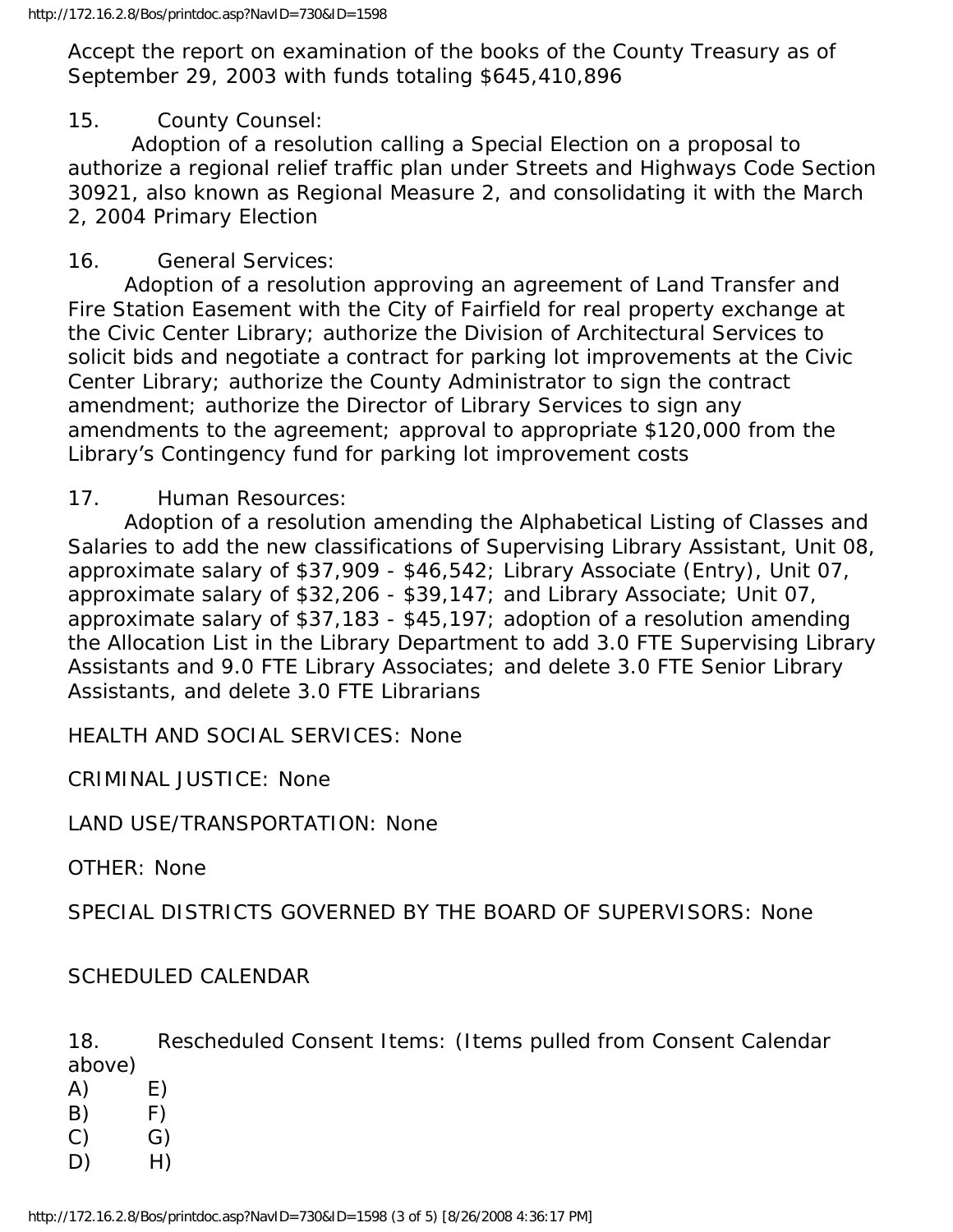Accept the report on examination of the books of the County Treasury as of September 29, 2003 with funds totaling $645,410,896

15. County Counsel:
Adoption of a resolution calling a Special Election on a proposal to authorize a regional relief traffic plan under Streets and Highways Code Section 30921, also known as Regional Measure 2, and consolidating it with the March 2, 2004 Primary Election

16. General Services:
Adoption of a resolution approving an agreement of Land Transfer and Fire Station Easement with the City of Fairfield for real property exchange at the Civic Center Library; authorize the Division of Architectural Services to solicit bids and negotiate a contract for parking lot improvements at the Civic Center Library; authorize the County Administrator to sign the contract amendment; authorize the Director of Library Services to sign any amendments to the agreement; approval to appropriate $120,000 from the Library's Contingency fund for parking lot improvement costs

17. Human Resources:
Adoption of a resolution amending the Alphabetical Listing of Classes and Salaries to add the new classifications of Supervising Library Assistant, Unit 08, approximate salary of $37,909 - $46,542; Library Associate (Entry), Unit 07, approximate salary of $32,206 - $39,147; and Library Associate; Unit 07, approximate salary of $37,183 - $45,197; adoption of a resolution amending the Allocation List in the Library Department to add 3.0 FTE Supervising Library Assistants and 9.0 FTE Library Associates; and delete 3.0 FTE Senior Library Assistants, and delete 3.0 FTE Librarians

HEALTH AND SOCIAL SERVICES: None

CRIMINAL JUSTICE: None

LAND USE/TRANSPORTATION: None

OTHER: None

SPECIAL DISTRICTS GOVERNED BY THE BOARD OF SUPERVISORS: None

SCHEDULED CALENDAR

18. Rescheduled Consent Items: (Items pulled from Consent Calendar above)

A) E)
B) F)
C) G)
D) H)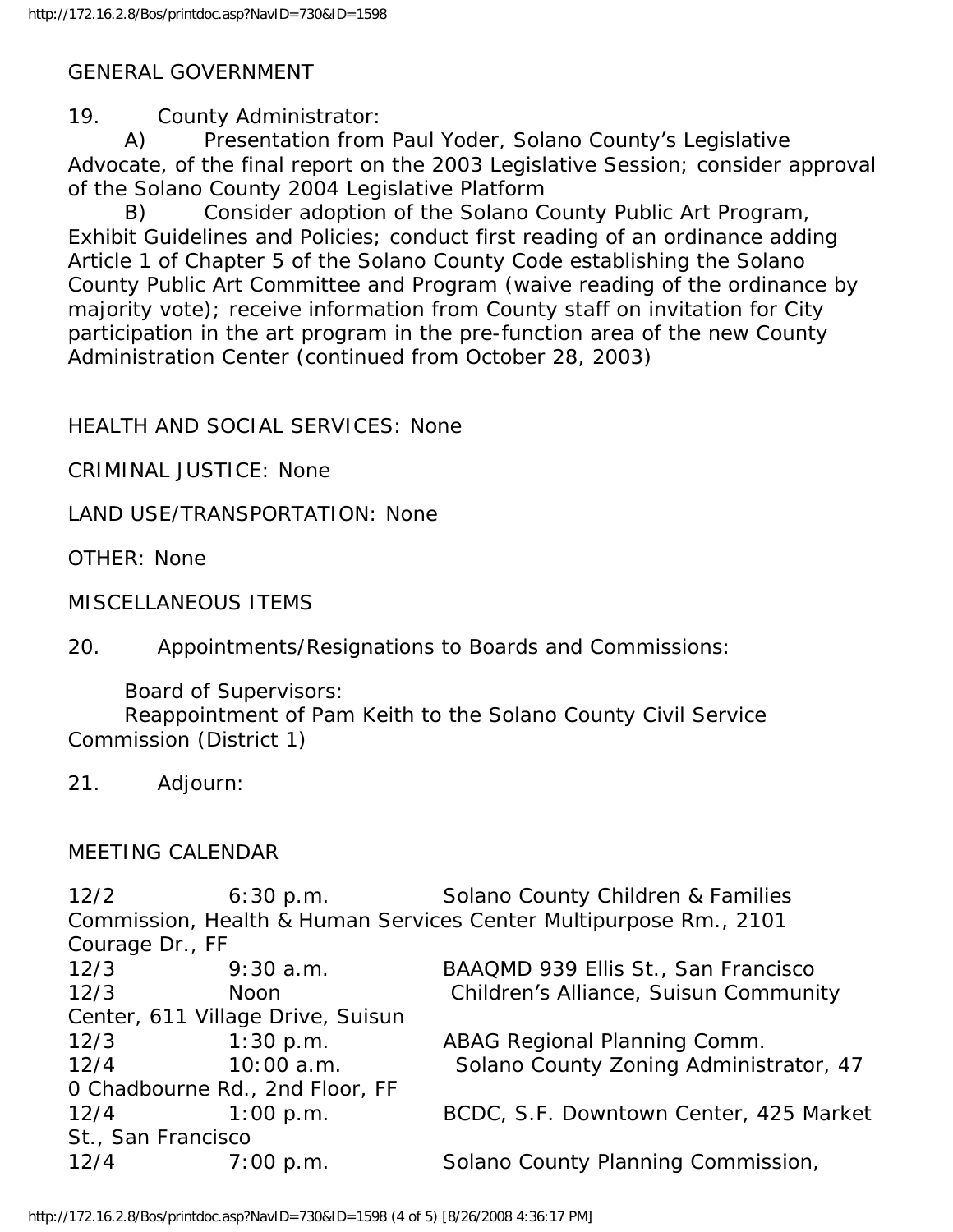GENERAL GOVERNMENT

19. County Administrator:

A) Presentation from Paul Yoder, Solano County's Legislative Advocate, of the final report on the 2003 Legislative Session; consider approval of the Solano County 2004 Legislative Platform

B) Consider adoption of the Solano County Public Art Program, Exhibit Guidelines and Policies; conduct first reading of an ordinance adding Article 1 of Chapter 5 of the Solano County Code establishing the Solano County Public Art Committee and Program (waive reading of the ordinance by majority vote); receive information from County staff on invitation for City participation in the art program in the pre-function area of the new County Administration Center (continued from October 28, 2003)

HEALTH AND SOCIAL SERVICES: None

CRIMINAL JUSTICE: None

LAND USE/TRANSPORTATION: None

OTHER: None

MISCELLANEOUS ITEMS

20. Appointments/Resignations to Boards and Commissions:

Board of Supervisors:
Reappointment of Pam Keith to the Solano County Civil Service Commission (District 1)

21. Adjourn:

MEETING CALENDAR

| | | |
|---|---|---|
| 12/2 | 6:30 p.m. | Solano County Children & Families Commission, Health & Human Services Center Multipurpose Rm., 2101 Courage Dr., FF |
| 12/3 | 9:30 a.m. | BAAQMD 939 Ellis St., San Francisco |
| 12/3 | Noon | Children's Alliance, Suisun Community Center, 611 Village Drive, Suisun |
| 12/3 | 1:30 p.m. | ABAG Regional Planning Comm. |
| 12/4 | 10:00 a.m. | Solano County Zoning Administrator, 470 Chadbourne Rd., 2nd Floor, FF |
| 12/4 | 1:00 p.m. | BCDC, S.F. Downtown Center, 425 Market St., San Francisco |
| 12/4 | 7:00 p.m. | Solano County Planning Commission, |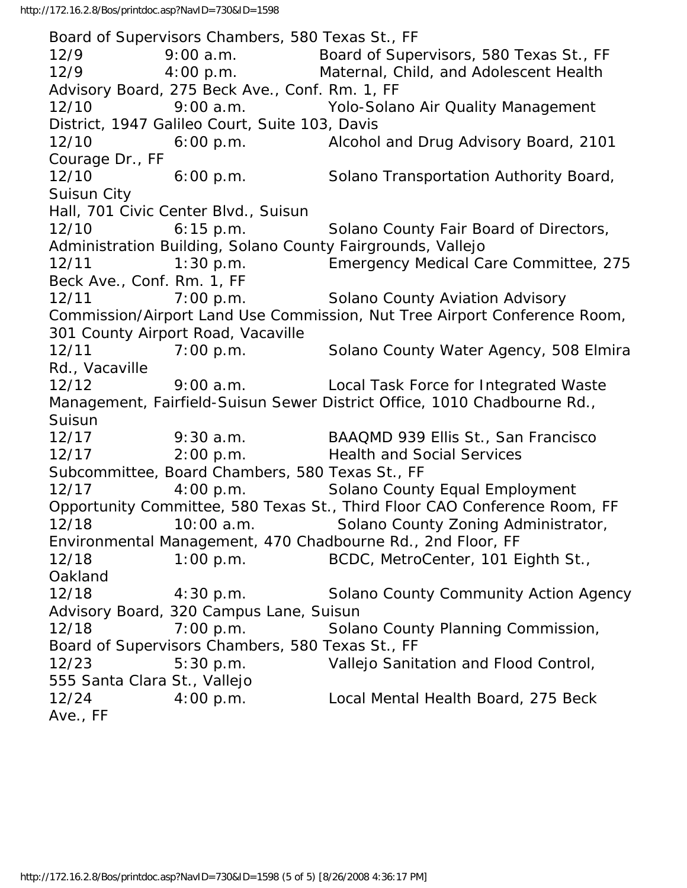Board of Supervisors Chambers, 580 Texas St., FF

12/9 9:00 a.m. Board of Supervisors, 580 Texas St., FF

12/9 4:00 p.m. Maternal, Child, and Adolescent Health Advisory Board, 275 Beck Ave., Conf. Rm. 1, FF

12/10 9:00 a.m. Yolo-Solano Air Quality Management District, 1947 Galileo Court, Suite 103, Davis

12/10 6:00 p.m. Alcohol and Drug Advisory Board, 2101 Courage Dr., FF

12/10 6:00 p.m. Solano Transportation Authority Board, Suisun City Hall, 701 Civic Center Blvd., Suisun

12/10 6:15 p.m. Solano County Fair Board of Directors, Administration Building, Solano County Fairgrounds, Vallejo

12/11 1:30 p.m. Emergency Medical Care Committee, 275 Beck Ave., Conf. Rm. 1, FF

12/11 7:00 p.m. Solano County Aviation Advisory Commission/Airport Land Use Commission, Nut Tree Airport Conference Room, 301 County Airport Road, Vacaville

12/11 7:00 p.m. Solano County Water Agency, 508 Elmira Rd., Vacaville

12/12 9:00 a.m. Local Task Force for Integrated Waste Management, Fairfield-Suisun Sewer District Office, 1010 Chadbourne Rd., Suisun

12/17 9:30 a.m. BAAQMD 939 Ellis St., San Francisco

12/17 2:00 p.m. Health and Social Services Subcommittee, Board Chambers, 580 Texas St., FF

12/17 4:00 p.m. Solano County Equal Employment Opportunity Committee, 580 Texas St., Third Floor CAO Conference Room, FF

12/18 10:00 a.m. Solano County Zoning Administrator, Environmental Management, 470 Chadbourne Rd., 2nd Floor, FF

12/18 1:00 p.m. BCDC, MetroCenter, 101 Eighth St., Oakland

12/18 4:30 p.m. Solano County Community Action Agency Advisory Board, 320 Campus Lane, Suisun

12/18 7:00 p.m. Solano County Planning Commission, Board of Supervisors Chambers, 580 Texas St., FF

12/23 5:30 p.m. Vallejo Sanitation and Flood Control, 555 Santa Clara St., Vallejo

12/24 4:00 p.m. Local Mental Health Board, 275 Beck Ave., FF